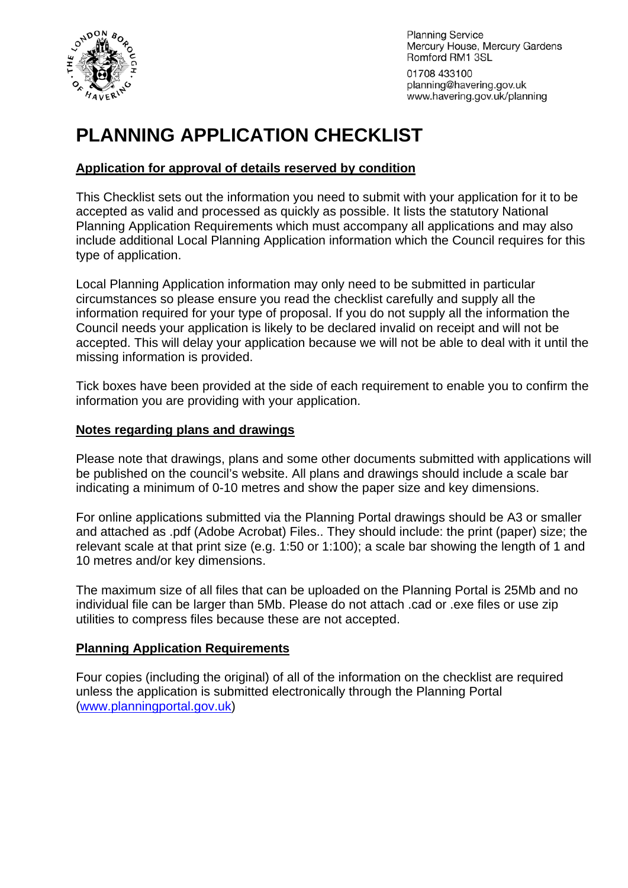Planning Service
Mercury House, Mercury Gardens
Romford RM1 3SL

01708 433100
planning@havering.gov.uk
www.havering.gov.uk/planning

# PLANNING APPLICATION CHECKLIST

## Application for approval of details reserved by condition

This Checklist sets out the information you need to submit with your application for it to be accepted as valid and processed as quickly as possible. It lists the statutory National Planning Application Requirements which must accompany all applications and may also include additional Local Planning Application information which the Council requires for this type of application.

Local Planning Application information may only need to be submitted in particular circumstances so please ensure you read the checklist carefully and supply all the information required for your type of proposal. If you do not supply all the information the Council needs your application is likely to be declared invalid on receipt and will not be accepted. This will delay your application because we will not be able to deal with it until the missing information is provided.

Tick boxes have been provided at the side of each requirement to enable you to confirm the information you are providing with your application.

## Notes regarding plans and drawings

Please note that drawings, plans and some other documents submitted with applications will be published on the council's website. All plans and drawings should include a scale bar indicating a minimum of 0-10 metres and show the paper size and key dimensions.

For online applications submitted via the Planning Portal drawings should be A3 or smaller and attached as .pdf (Adobe Acrobat) Files.. They should include: the print (paper) size; the relevant scale at that print size (e.g. 1:50 or 1:100); a scale bar showing the length of 1 and 10 metres and/or key dimensions.

The maximum size of all files that can be uploaded on the Planning Portal is 25Mb and no individual file can be larger than 5Mb. Please do not attach .cad or .exe files or use zip utilities to compress files because these are not accepted.

## Planning Application Requirements

Four copies (including the original) of all of the information on the checklist are required unless the application is submitted electronically through the Planning Portal (www.planningportal.gov.uk)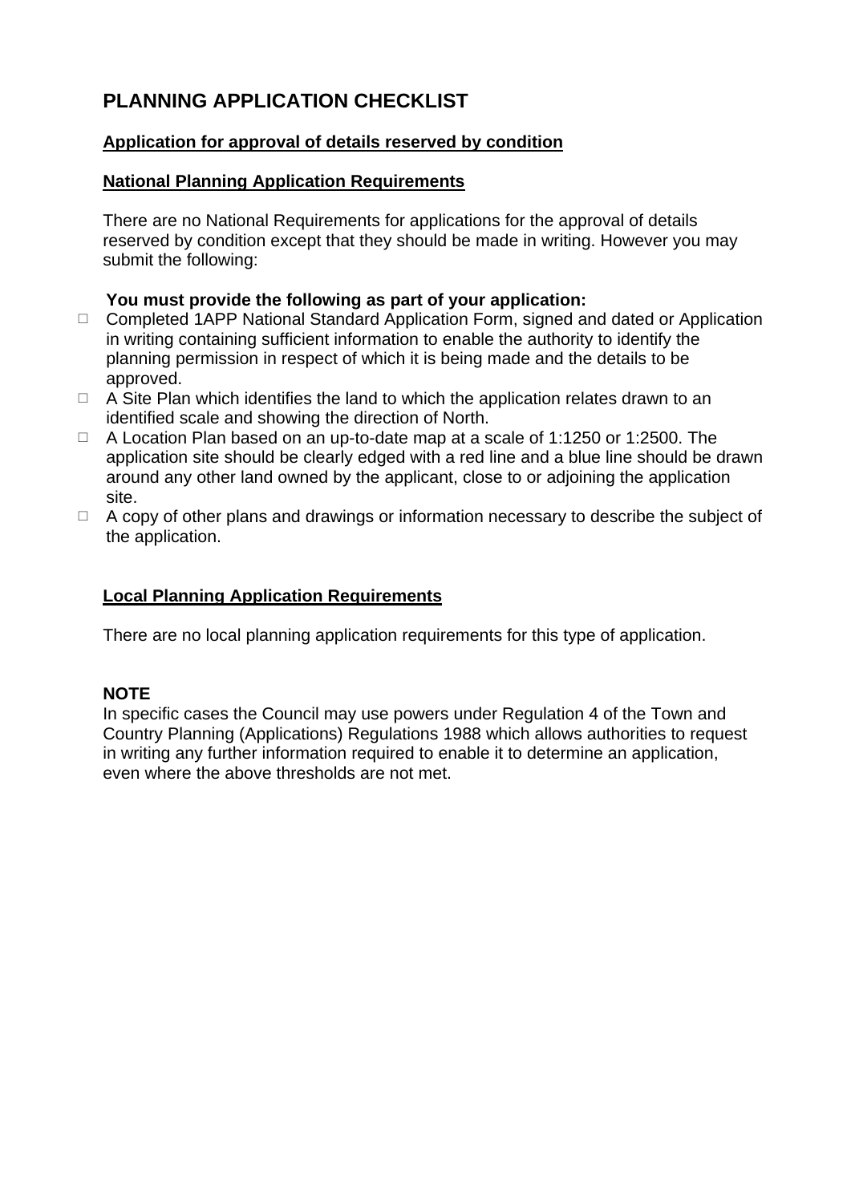# PLANNING APPLICATION CHECKLIST

## Application for approval of details reserved by condition

### National Planning Application Requirements

There are no National Requirements for applications for the approval of details reserved by condition except that they should be made in writing. However you may submit the following:

**You must provide the following as part of your application:**

- ☐ Completed 1APP National Standard Application Form, signed and dated or Application in writing containing sufficient information to enable the authority to identify the planning permission in respect of which it is being made and the details to be approved.
- ☐ A Site Plan which identifies the land to which the application relates drawn to an identified scale and showing the direction of North.
- ☐ A Location Plan based on an up-to-date map at a scale of 1:1250 or 1:2500. The application site should be clearly edged with a red line and a blue line should be drawn around any other land owned by the applicant, close to or adjoining the application site.
- ☐ A copy of other plans and drawings or information necessary to describe the subject of the application.

### Local Planning Application Requirements

There are no local planning application requirements for this type of application.

**NOTE**

In specific cases the Council may use powers under Regulation 4 of the Town and Country Planning (Applications) Regulations 1988 which allows authorities to request in writing any further information required to enable it to determine an application, even where the above thresholds are not met.